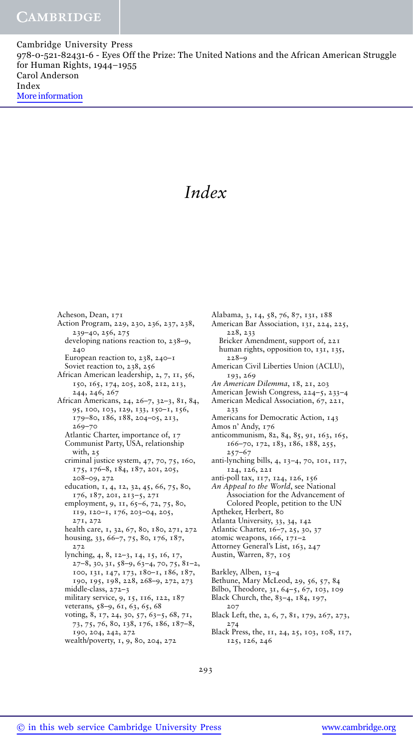# Index

Acheson, Dean, 171

Action Program, 229, 230, 236, 237, 238, 239–40, 256, 275
- developing nations reaction to, 238–9, 240
- European reaction to, 238, 240–1
- Soviet reaction to, 238, 256

African American leadership, 2, 7, 11, 56, 150, 165, 174, 205, 208, 212, 213, 244, 246, 267

African Americans, 24, 26–7, 32–3, 81, 84, 95, 100, 103, 129, 133, 150–1, 156, 179–80, 186, 188, 204–05, 213, 269–70
- Atlantic Charter, importance of, 17
- Communist Party, USA, relationship with, 25
- criminal justice system, 47, 70, 75, 160, 175, 176–8, 184, 187, 201, 205, 208–09, 272
- education, 1, 4, 12, 32, 45, 66, 75, 80, 176, 187, 201, 213–5, 271
- employment, 9, 11, 65–6, 72, 75, 80, 119, 120–1, 176, 203–04, 205, 271, 272
- health care, 1, 32, 67, 80, 180, 271, 272
- housing, 33, 66–7, 75, 80, 176, 187, 272
- lynching, 4, 8, 12–3, 14, 15, 16, 17, 27–8, 30, 31, 58–9, 63–4, 70, 75, 81–2, 100, 131, 147, 173, 180–1, 186, 187, 190, 195, 198, 228, 268–9, 272, 273
- middle-class, 272–3
- military service, 9, 15, 116, 122, 187
- veterans, 58–9, 61, 63, 65, 68
- voting, 8, 17, 24, 30, 57, 63–5, 68, 71, 73, 75, 76, 80, 138, 176, 186, 187–8, 190, 204, 242, 272
- wealth/poverty, 1, 9, 80, 204, 272

Alabama, 3, 14, 58, 76, 87, 131, 188

American Bar Association, 131, 224, 225, 228, 233
- Bricker Amendment, support of, 221
- human rights, opposition to, 131, 135, 228–9

American Civil Liberties Union (ACLU), 193, 269

*An American Dilemma*, 18, 21, 203

American Jewish Congress, 224–5, 233–4

American Medical Association, 67, 221, 233

Americans for Democratic Action, 143

Amos n' Andy, 176

anticommunism, 82, 84, 85, 91, 163, 165, 166–70, 172, 183, 186, 188, 255, 257–67

anti-lynching bills, 4, 13–4, 70, 101, 117, 124, 126, 221

anti-poll tax, 117, 124, 126, 156

*An Appeal to the World*, see National Association for the Advancement of Colored People, petition to the UN

Aptheker, Herbert, 80

Atlanta University, 33, 34, 142

Atlantic Charter, 16–7, 25, 30, 37

atomic weapons, 166, 171–2

Attorney General's List, 163, 247

Austin, Warren, 87, 105

Barkley, Alben, 13–4

Bethune, Mary McLeod, 29, 56, 57, 84

Bilbo, Theodore, 31, 64–5, 67, 103, 109

Black Church, the, 83–4, 184, 197, 207

Black Left, the, 2, 6, 7, 81, 179, 267, 273, 274

Black Press, the, 11, 24, 25, 103, 108, 117, 125, 126, 246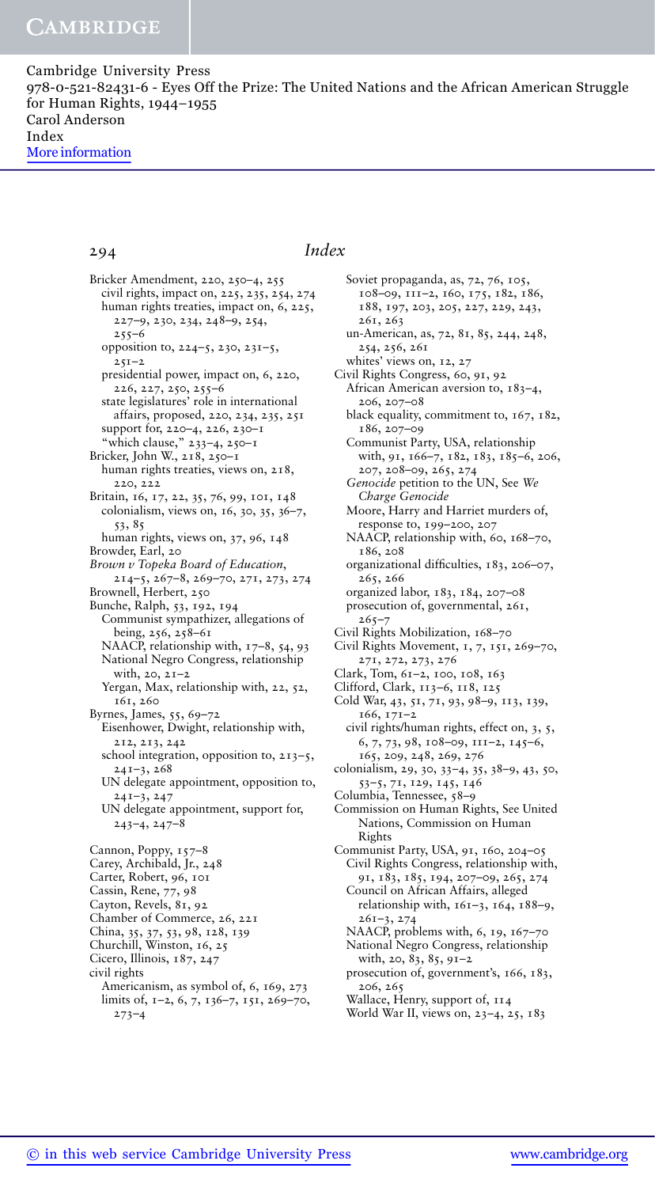Cambridge University Press
978-0-521-82431-6 - Eyes Off the Prize: The United Nations and the African American Struggle for Human Rights, 1944–1955
Carol Anderson
Index
More information

Bricker Amendment, 220, 250–4, 255
- civil rights, impact on, 225, 235, 254, 274
- human rights treaties, impact on, 6, 225, 227–9, 230, 234, 248–9, 254, 255–6
- opposition to, 224–5, 230, 231–5, 251–2
- presidential power, impact on, 6, 220, 226, 227, 250, 255–6
- state legislatures' role in international affairs, proposed, 220, 234, 235, 251
- support for, 220–4, 226, 230–1
- "which clause," 233–4, 250–1

Bricker, John W., 218, 250–1
- human rights treaties, views on, 218, 220, 222

Britain, 16, 17, 22, 35, 76, 99, 101, 148
- colonialism, views on, 16, 30, 35, 36–7, 53, 85
- human rights, views on, 37, 96, 148

Browder, Earl, 20

*Brown v Topeka Board of Education*, 214–5, 267–8, 269–70, 271, 273, 274

Brownell, Herbert, 250

Bunche, Ralph, 53, 192, 194
- Communist sympathizer, allegations of being, 256, 258–61
- NAACP, relationship with, 17–8, 54, 93
- National Negro Congress, relationship with, 20, 21–2
- Yergan, Max, relationship with, 22, 52, 161, 260

Byrnes, James, 55, 69–72
- Eisenhower, Dwight, relationship with, 212, 213, 242
- school integration, opposition to, 213–5, 241–3, 268
- UN delegate appointment, opposition to, 241–3, 247
- UN delegate appointment, support for, 243–4, 247–8

Cannon, Poppy, 157–8

Carey, Archibald, Jr., 248

Carter, Robert, 96, 101

Cassin, Rene, 77, 98

Cayton, Revels, 81, 92

Chamber of Commerce, 26, 221

China, 35, 37, 53, 98, 128, 139

Churchill, Winston, 16, 25

Cicero, Illinois, 187, 247

civil rights
- Americanism, as symbol of, 6, 169, 273
- limits of, 1–2, 6, 7, 136–7, 151, 269–70, 273–4
- Soviet propaganda, as, 72, 76, 105, 108–09, 111–2, 160, 175, 182, 186, 188, 197, 203, 205, 227, 229, 243, 261, 263
- un-American, as, 72, 81, 85, 244, 248, 254, 256, 261
- whites' views on, 12, 27

Civil Rights Congress, 60, 91, 92
- African American aversion to, 183–4, 206, 207–08
- black equality, commitment to, 167, 182, 186, 207–09
- Communist Party, USA, relationship with, 91, 166–7, 182, 183, 185–6, 206, 207, 208–09, 265, 274
- *Genocide* petition to the UN, See *We Charge Genocide*
- Moore, Harry and Harriet murders of, response to, 199–200, 207
- NAACP, relationship with, 60, 168–70, 186, 208
- organizational difficulties, 183, 206–07, 265, 266
- organized labor, 183, 184, 207–08
- prosecution of, governmental, 261, 265–7

Civil Rights Mobilization, 168–70

Civil Rights Movement, 1, 7, 151, 269–70, 271, 272, 273, 276

Clark, Tom, 61–2, 100, 108, 163

Clifford, Clark, 113–6, 118, 125

Cold War, 43, 51, 71, 93, 98–9, 113, 139, 166, 171–2
- civil rights/human rights, effect on, 3, 5, 6, 7, 73, 98, 108–09, 111–2, 145–6, 165, 209, 248, 269, 276

colonialism, 29, 30, 33–4, 35, 38–9, 43, 50, 53–5, 71, 129, 145, 146

Columbia, Tennessee, 58–9

Commission on Human Rights, See United Nations, Commission on Human Rights

Communist Party, USA, 91, 160, 204–05
- Civil Rights Congress, relationship with, 91, 183, 185, 194, 207–09, 265, 274
- Council on African Affairs, alleged relationship with, 161–3, 164, 188–9, 261–3, 274
- NAACP, problems with, 6, 19, 167–70
- National Negro Congress, relationship with, 20, 83, 85, 91–2
- prosecution of, government's, 166, 183, 206, 265
- Wallace, Henry, support of, 114
- World War II, views on, 23–4, 25, 183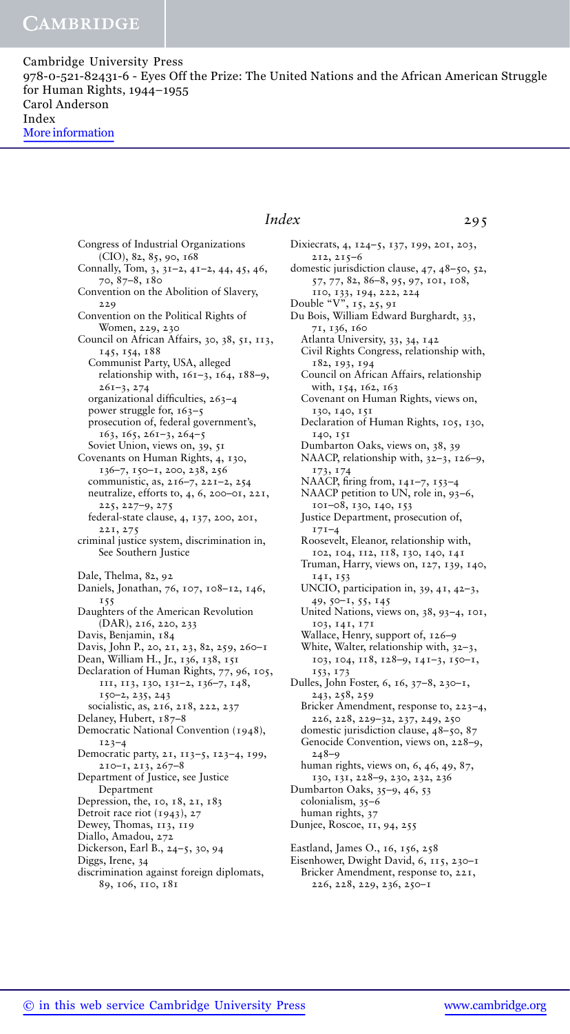Congress of Industrial Organizations (CIO), 82, 85, 90, 168
Connally, Tom, 3, 31–2, 41–2, 44, 45, 46, 70, 87–8, 180
Convention on the Abolition of Slavery, 229
Convention on the Political Rights of Women, 229, 230
Council on African Affairs, 30, 38, 51, 113, 145, 154, 188
  Communist Party, USA, alleged relationship with, 161–3, 164, 188–9, 261–3, 274
  organizational difficulties, 263–4
  power struggle for, 163–5
  prosecution of, federal government's, 163, 165, 261–3, 264–5
  Soviet Union, views on, 39, 51
Covenants on Human Rights, 4, 130, 136–7, 150–1, 200, 238, 256
  communistic, as, 216–7, 221–2, 254
  neutralize, efforts to, 4, 6, 200–01, 221, 225, 227–9, 275
  federal-state clause, 4, 137, 200, 201, 221, 275
criminal justice system, discrimination in, See Southern Justice

Dale, Thelma, 82, 92
Daniels, Jonathan, 76, 107, 108–12, 146, 155
Daughters of the American Revolution (DAR), 216, 220, 233
Davis, Benjamin, 184
Davis, John P., 20, 21, 23, 82, 259, 260–1
Dean, William H., Jr., 136, 138, 151
Declaration of Human Rights, 77, 96, 105, 111, 113, 130, 131–2, 136–7, 148, 150–2, 235, 243
  socialistic, as, 216, 218, 222, 237
Delaney, Hubert, 187–8
Democratic National Convention (1948), 123–4
Democratic party, 21, 113–5, 123–4, 199, 210–1, 213, 267–8
Department of Justice, see Justice Department
Depression, the, 10, 18, 21, 183
Detroit race riot (1943), 27
Dewey, Thomas, 113, 119
Diallo, Amadou, 272
Dickerson, Earl B., 24–5, 30, 94
Diggs, Irene, 34
discrimination against foreign diplomats, 89, 106, 110, 181
Dixiecrats, 4, 124–5, 137, 199, 201, 203, 212, 215–6
domestic jurisdiction clause, 47, 48–50, 52, 57, 77, 82, 86–8, 95, 97, 101, 108, 110, 133, 194, 222, 224
Double "V", 15, 25, 91
Du Bois, William Edward Burghardt, 33, 71, 136, 160
  Atlanta University, 33, 34, 142
  Civil Rights Congress, relationship with, 182, 193, 194
  Council on African Affairs, relationship with, 154, 162, 163
  Covenant on Human Rights, views on, 130, 140, 151
  Declaration of Human Rights, 105, 130, 140, 151
  Dumbarton Oaks, views on, 38, 39
  NAACP, relationship with, 32–3, 126–9, 173, 174
  NAACP, firing from, 141–7, 153–4
  NAACP petition to UN, role in, 93–6, 101–08, 130, 140, 153
  Justice Department, prosecution of, 171–4
  Roosevelt, Eleanor, relationship with, 102, 104, 112, 118, 130, 140, 141
  Truman, Harry, views on, 127, 139, 140, 141, 153
  UNCIO, participation in, 39, 41, 42–3, 49, 50–1, 55, 145
  United Nations, views on, 38, 93–4, 101, 103, 141, 171
  Wallace, Henry, support of, 126–9
  White, Walter, relationship with, 32–3, 103, 104, 118, 128–9, 141–3, 150–1, 153, 173
Dulles, John Foster, 6, 16, 37–8, 230–1, 243, 258, 259
  Bricker Amendment, response to, 223–4, 226, 228, 229–32, 237, 249, 250
  domestic jurisdiction clause, 48–50, 87
  Genocide Convention, views on, 228–9, 248–9
  human rights, views on, 6, 46, 49, 87, 130, 131, 228–9, 230, 232, 236
Dumbarton Oaks, 35–9, 46, 53
  colonialism, 35–6
  human rights, 37
Dunjee, Roscoe, 11, 94, 255

Eastland, James O., 16, 156, 258
Eisenhower, Dwight David, 6, 115, 230–1
  Bricker Amendment, response to, 221, 226, 228, 229, 236, 250–1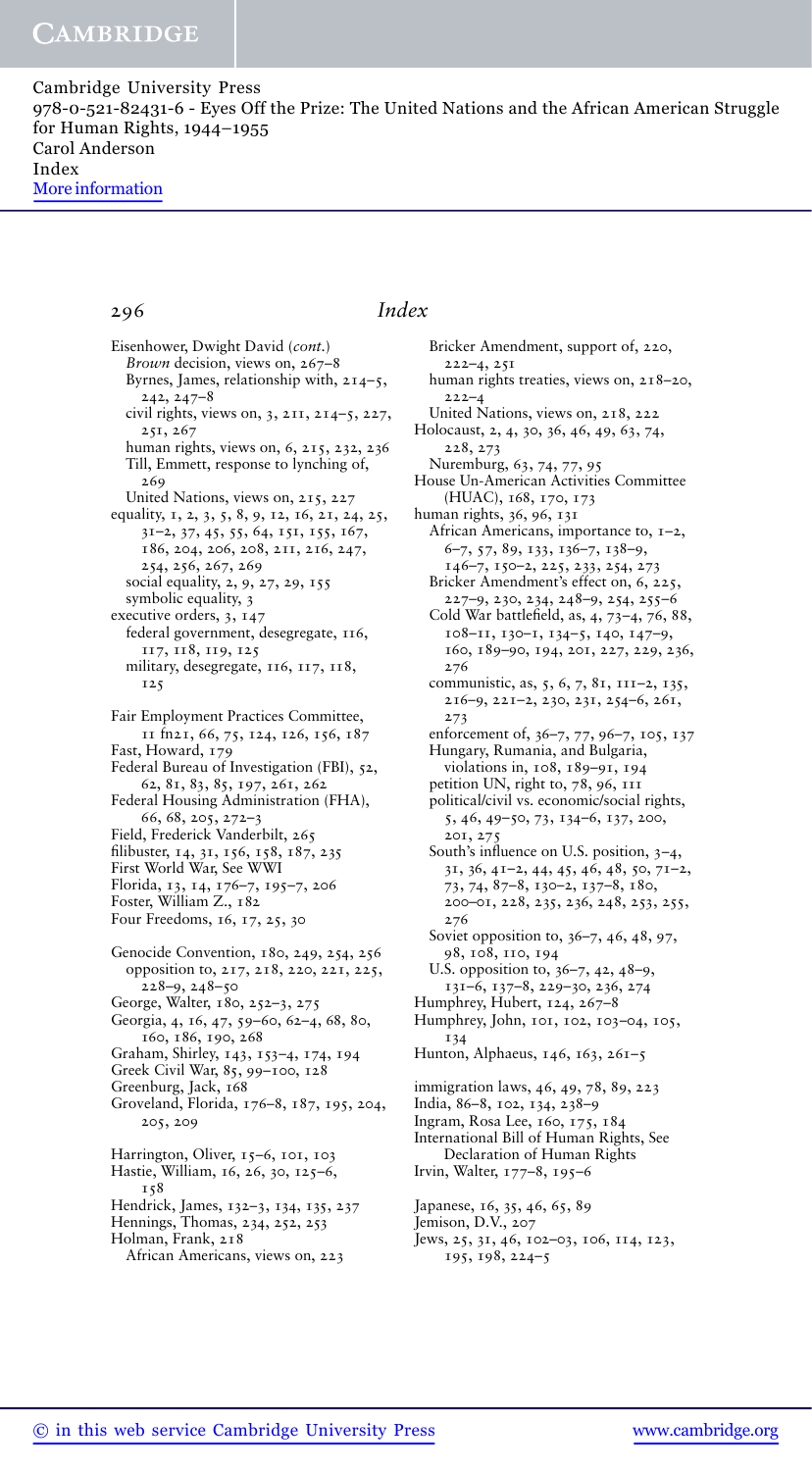Eisenhower, Dwight David (*cont.*)
  *Brown* decision, views on, 267–8
  Byrnes, James, relationship with, 214–5, 242, 247–8
  civil rights, views on, 3, 211, 214–5, 227, 251, 267
  human rights, views on, 6, 215, 232, 236
  Till, Emmett, response to lynching of, 269
  United Nations, views on, 215, 227
equality, 1, 2, 3, 5, 8, 9, 12, 16, 21, 24, 25, 31–2, 37, 45, 55, 64, 151, 155, 167, 186, 204, 206, 208, 211, 216, 247, 254, 256, 267, 269
  social equality, 2, 9, 27, 29, 155
  symbolic equality, 3
executive orders, 3, 147
  federal government, desegregate, 116, 117, 118, 119, 125
  military, desegregate, 116, 117, 118, 125

Fair Employment Practices Committee, 11 fn21, 66, 75, 124, 126, 156, 187
Fast, Howard, 179
Federal Bureau of Investigation (FBI), 52, 62, 81, 83, 85, 197, 261, 262
Federal Housing Administration (FHA), 66, 68, 205, 272–3
Field, Frederick Vanderbilt, 265
filibuster, 14, 31, 156, 158, 187, 235
First World War, See WWI
Florida, 13, 14, 176–7, 195–7, 206
Foster, William Z., 182
Four Freedoms, 16, 17, 25, 30

Genocide Convention, 180, 249, 254, 256
  opposition to, 217, 218, 220, 221, 225, 228–9, 248–50
George, Walter, 180, 252–3, 275
Georgia, 4, 16, 47, 59–60, 62–4, 68, 80, 160, 186, 190, 268
Graham, Shirley, 143, 153–4, 174, 194
Greek Civil War, 85, 99–100, 128
Greenburg, Jack, 168
Groveland, Florida, 176–8, 187, 195, 204, 205, 209

Harrington, Oliver, 15–6, 101, 103
Hastie, William, 16, 26, 30, 125–6, 158
Hendrick, James, 132–3, 134, 135, 237
Hennings, Thomas, 234, 252, 253
Holman, Frank, 218
  African Americans, views on, 223
  Bricker Amendment, support of, 220, 222–4, 251
  human rights treaties, views on, 218–20, 222–4
  United Nations, views on, 218, 222
Holocaust, 2, 4, 30, 36, 46, 49, 63, 74, 228, 273
  Nuremburg, 63, 74, 77, 95
House Un-American Activities Committee (HUAC), 168, 170, 173
human rights, 36, 96, 131
  African Americans, importance to, 1–2, 6–7, 57, 89, 133, 136–7, 138–9, 146–7, 150–2, 225, 233, 254, 273
  Bricker Amendment's effect on, 6, 225, 227–9, 230, 234, 248–9, 254, 255–6
  Cold War battlefield, as, 4, 73–4, 76, 88, 108–11, 130–1, 134–5, 140, 147–9, 160, 189–90, 194, 201, 227, 229, 236, 276
  communistic, as, 5, 6, 7, 81, 111–2, 135, 216–9, 221–2, 230, 231, 254–6, 261, 273
  enforcement of, 36–7, 77, 96–7, 105, 137
  Hungary, Rumania, and Bulgaria, violations in, 108, 189–91, 194
  petition UN, right to, 78, 96, 111
  political/civil vs. economic/social rights, 5, 46, 49–50, 73, 134–6, 137, 200, 201, 275
  South's influence on U.S. position, 3–4, 31, 36, 41–2, 44, 45, 46, 48, 50, 71–2, 73, 74, 87–8, 130–2, 137–8, 180, 200–01, 228, 235, 236, 248, 253, 255, 276
  Soviet opposition to, 36–7, 46, 48, 97, 98, 108, 110, 194
  U.S. opposition to, 36–7, 42, 48–9, 131–6, 137–8, 229–30, 236, 274
Humphrey, Hubert, 124, 267–8
Humphrey, John, 101, 102, 103–04, 105, 134
Hunton, Alphaeus, 146, 163, 261–5

immigration laws, 46, 49, 78, 89, 223
India, 86–8, 102, 134, 238–9
Ingram, Rosa Lee, 160, 175, 184
International Bill of Human Rights, See Declaration of Human Rights
Irvin, Walter, 177–8, 195–6

Japanese, 16, 35, 46, 65, 89
Jemison, D.V., 207
Jews, 25, 31, 46, 102–03, 106, 114, 123, 195, 198, 224–5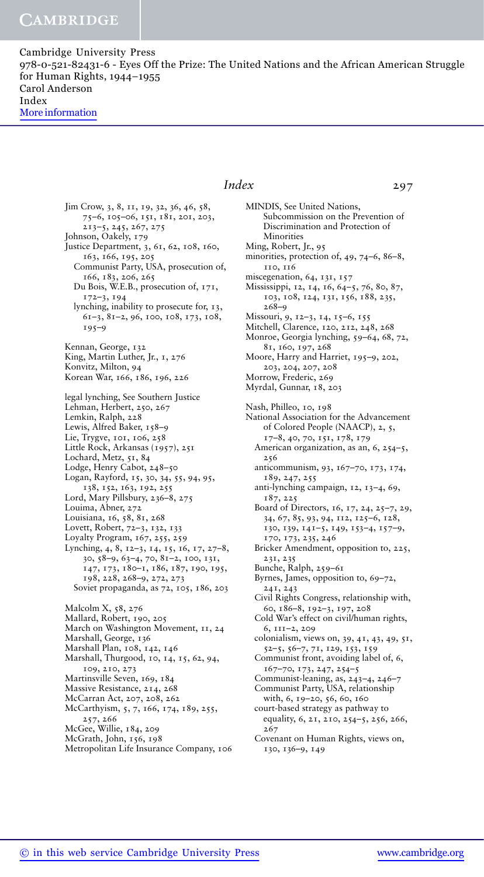Jim Crow, 3, 8, 11, 19, 32, 36, 46, 58, 75–6, 105–06, 151, 181, 201, 203, 213–5, 245, 267, 275
Johnson, Oakely, 179
Justice Department, 3, 61, 62, 108, 160, 163, 166, 195, 205
  Communist Party, USA, prosecution of, 166, 183, 206, 265
  Du Bois, W.E.B., prosecution of, 171, 172–3, 194
  lynching, inability to prosecute for, 13, 61–3, 81–2, 96, 100, 108, 173, 108, 195–9

Kennan, George, 132
King, Martin Luther, Jr., 1, 276
Konvitz, Milton, 94
Korean War, 166, 186, 196, 226

legal lynching, See Southern Justice
Lehman, Herbert, 250, 267
Lemkin, Ralph, 228
Lewis, Alfred Baker, 158–9
Lie, Trygve, 101, 106, 258
Little Rock, Arkansas (1957), 251
Lochard, Metz, 51, 84
Lodge, Henry Cabot, 248–50
Logan, Rayford, 15, 30, 34, 55, 94, 95, 138, 152, 163, 192, 255
Lord, Mary Pillsbury, 236–8, 275
Louima, Abner, 272
Louisiana, 16, 58, 81, 268
Lovett, Robert, 72–3, 132, 133
Loyalty Program, 167, 255, 259
Lynching, 4, 8, 12–3, 14, 15, 16, 17, 27–8, 30, 58–9, 63–4, 70, 81–2, 100, 131, 147, 173, 180–1, 186, 187, 190, 195, 198, 228, 268–9, 272, 273
  Soviet propaganda, as 72, 105, 186, 203

Malcolm X, 58, 276
Mallard, Robert, 190, 205
March on Washington Movement, 11, 24
Marshall, George, 136
Marshall Plan, 108, 142, 146
Marshall, Thurgood, 10, 14, 15, 62, 94, 109, 210, 273
Martinsville Seven, 169, 184
Massive Resistance, 214, 268
McCarran Act, 207, 208, 262
McCarthyism, 5, 7, 166, 174, 189, 255, 257, 266
McGee, Willie, 184, 209
McGrath, John, 156, 198
Metropolitan Life Insurance Company, 106
MINDIS, See United Nations, Subcommission on the Prevention of Discrimination and Protection of Minorities
Ming, Robert, Jr., 95
minorities, protection of, 49, 74–6, 86–8, 110, 116
miscegenation, 64, 131, 157
Mississippi, 12, 14, 16, 64–5, 76, 80, 87, 103, 108, 124, 131, 156, 188, 235, 268–9
Missouri, 9, 12–3, 14, 15–6, 155
Mitchell, Clarence, 120, 212, 248, 268
Monroe, Georgia lynching, 59–64, 68, 72, 81, 160, 197, 268
Moore, Harry and Harriet, 195–9, 202, 203, 204, 207, 208
Morrow, Frederic, 269
Myrdal, Gunnar, 18, 203

Nash, Philleo, 10, 198
National Association for the Advancement of Colored People (NAACP), 2, 5, 17–8, 40, 70, 151, 178, 179
  American organization, as an, 6, 254–5, 256
  anticommunism, 93, 167–70, 173, 174, 189, 247, 255
  anti-lynching campaign, 12, 13–4, 69, 187, 225
  Board of Directors, 16, 17, 24, 25–7, 29, 34, 67, 85, 93, 94, 112, 125–6, 128, 130, 139, 141–5, 149, 153–4, 157–9, 170, 173, 235, 246
  Bricker Amendment, opposition to, 225, 231, 235
  Bunche, Ralph, 259–61
  Byrnes, James, opposition to, 69–72, 241, 243
  Civil Rights Congress, relationship with, 60, 186–8, 192–3, 197, 208
  Cold War's effect on civil/human rights, 6, 111–2, 209
  colonialism, views on, 39, 41, 43, 49, 51, 52–5, 56–7, 71, 129, 153, 159
  Communist front, avoiding label of, 6, 167–70, 173, 247, 254–5
  Communist-leaning, as, 243–4, 246–7
  Communist Party, USA, relationship with, 6, 19–20, 56, 60, 160
  court-based strategy as pathway to equality, 6, 21, 210, 254–5, 256, 266, 267
  Covenant on Human Rights, views on, 130, 136–9, 149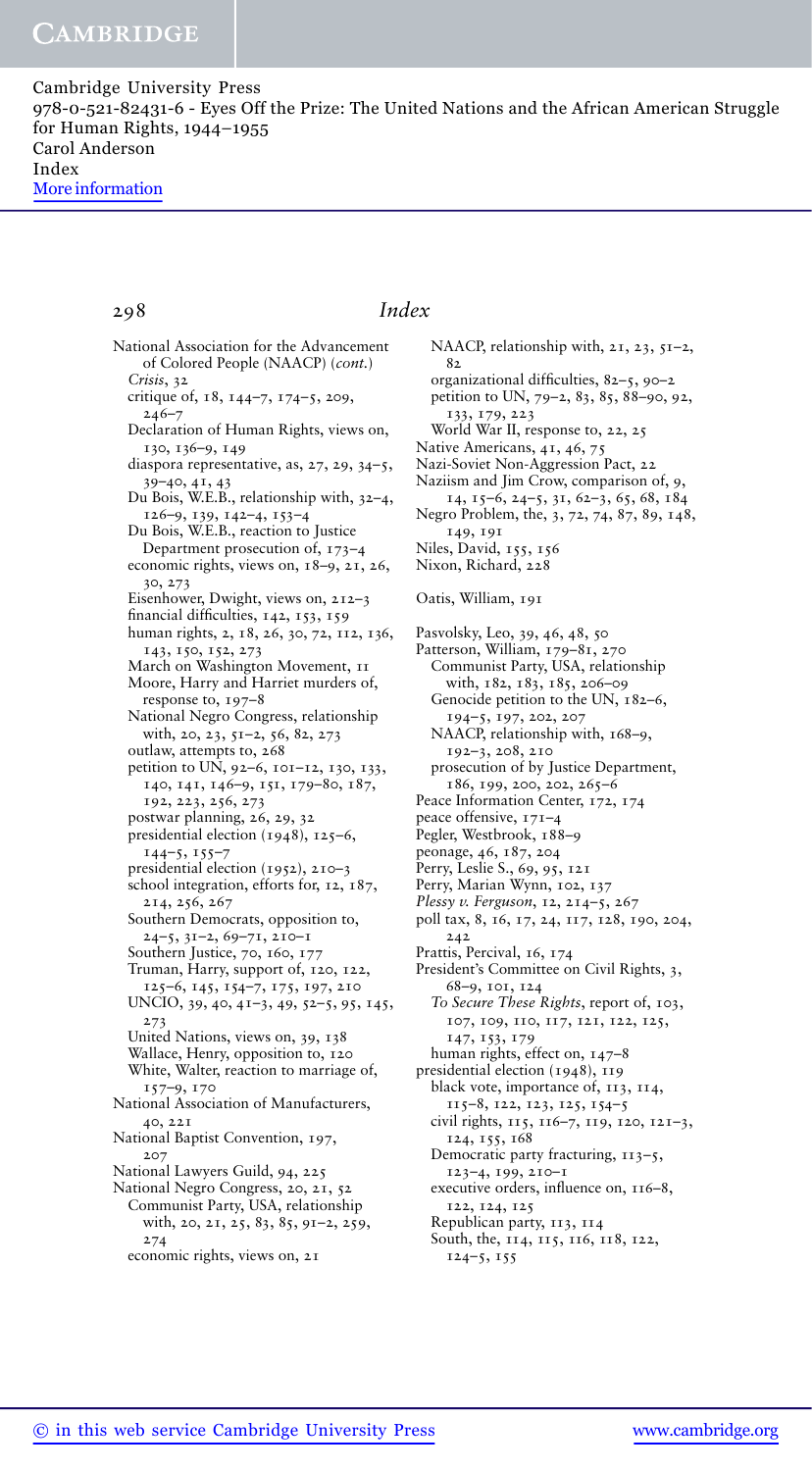# Index

National Association for the Advancement of Colored People (NAACP) (*cont.*)
- *Crisis*, 32
- critique of, 18, 144–7, 174–5, 209, 246–7
- Declaration of Human Rights, views on, 130, 136–9, 149
- diaspora representative, as, 27, 29, 34–5, 39–40, 41, 43
- Du Bois, W.E.B., relationship with, 32–4, 126–9, 139, 142–4, 153–4
- Du Bois, W.E.B., reaction to Justice Department prosecution of, 173–4
- economic rights, views on, 18–9, 21, 26, 30, 273
- Eisenhower, Dwight, views on, 212–3
- financial difficulties, 142, 153, 159
- human rights, 2, 18, 26, 30, 72, 112, 136, 143, 150, 152, 273
- March on Washington Movement, 11
- Moore, Harry and Harriet murders of, response to, 197–8
- National Negro Congress, relationship with, 20, 23, 51–2, 56, 82, 273
- outlaw, attempts to, 268
- petition to UN, 92–6, 101–12, 130, 133, 140, 141, 146–9, 151, 179–80, 187, 192, 223, 256, 273
- postwar planning, 26, 29, 32
- presidential election (1948), 125–6, 144–5, 155–7
- presidential election (1952), 210–3
- school integration, efforts for, 12, 187, 214, 256, 267
- Southern Democrats, opposition to, 24–5, 31–2, 69–71, 210–1
- Southern Justice, 70, 160, 177
- Truman, Harry, support of, 120, 122, 125–6, 145, 154–7, 175, 197, 210
- UNCIO, 39, 40, 41–3, 49, 52–5, 95, 145, 273
- United Nations, views on, 39, 138
- Wallace, Henry, opposition to, 120
- White, Walter, reaction to marriage of, 157–9, 170

National Association of Manufacturers, 40, 221

National Baptist Convention, 197, 207

National Lawyers Guild, 94, 225

National Negro Congress, 20, 21, 52
- Communist Party, USA, relationship with, 20, 21, 25, 83, 85, 91–2, 259, 274
- economic rights, views on, 21
- NAACP, relationship with, 21, 23, 51–2, 82
- organizational difficulties, 82–5, 90–2
- petition to UN, 79–2, 83, 85, 88–90, 92, 133, 179, 223
- World War II, response to, 22, 25

Native Americans, 41, 46, 75

Nazi-Soviet Non-Aggression Pact, 22

Naziism and Jim Crow, comparison of, 9, 14, 15–6, 24–5, 31, 62–3, 65, 68, 184

Negro Problem, the, 3, 72, 74, 87, 89, 148, 149, 191

Niles, David, 155, 156

Nixon, Richard, 228

Oatis, William, 191

Pasvolsky, Leo, 39, 46, 48, 50

Patterson, William, 179–81, 270
- Communist Party, USA, relationship with, 182, 183, 185, 206–09
- Genocide petition to the UN, 182–6, 194–5, 197, 202, 207
- NAACP, relationship with, 168–9, 192–3, 208, 210
- prosecution of by Justice Department, 186, 199, 200, 202, 265–6

Peace Information Center, 172, 174

peace offensive, 171–4

Pegler, Westbrook, 188–9

peonage, 46, 187, 204

Perry, Leslie S., 69, 95, 121

Perry, Marian Wynn, 102, 137

*Plessy v. Ferguson*, 12, 214–5, 267

poll tax, 8, 16, 17, 24, 117, 128, 190, 204, 242

Prattis, Percival, 16, 174

President's Committee on Civil Rights, 3, 68–9, 101, 124
- *To Secure These Rights*, report of, 103, 107, 109, 110, 117, 121, 122, 125, 147, 153, 179
- human rights, effect on, 147–8

presidential election (1948), 119
- black vote, importance of, 113, 114, 115–8, 122, 123, 125, 154–5
- civil rights, 115, 116–7, 119, 120, 121–3, 124, 155, 168
- Democratic party fracturing, 113–5, 123–4, 199, 210–1
- executive orders, influence on, 116–8, 122, 124, 125
- Republican party, 113, 114
- South, the, 114, 115, 116, 118, 122, 124–5, 155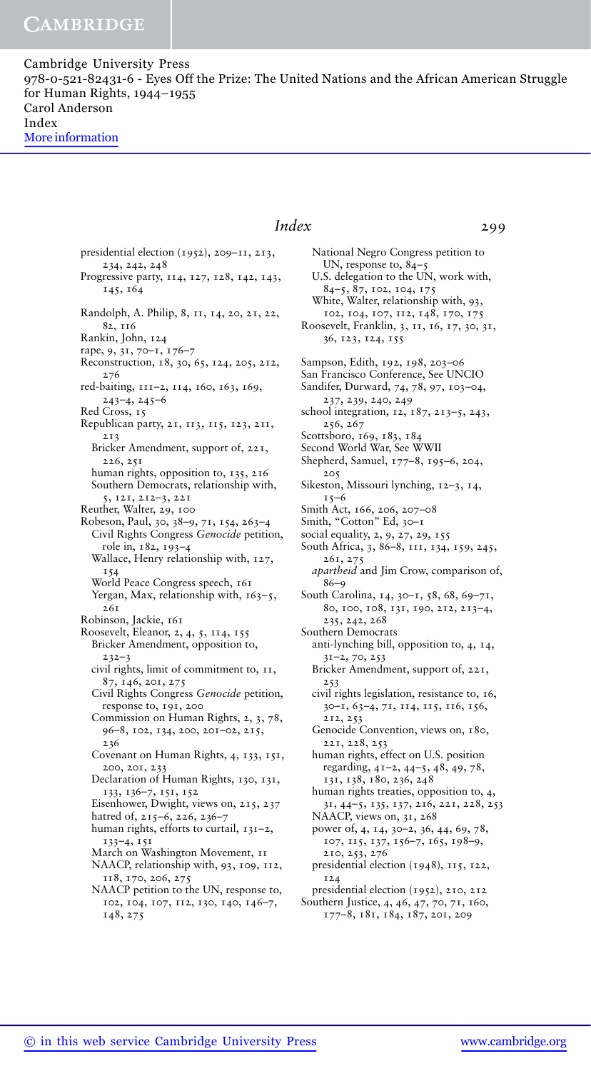presidential election (1952), 209–11, 213, 234, 242, 248
Progressive party, 114, 127, 128, 142, 143, 145, 164

Randolph, A. Philip, 8, 11, 14, 20, 21, 22, 82, 116
Rankin, John, 124
rape, 9, 31, 70–1, 176–7
Reconstruction, 18, 30, 65, 124, 205, 212, 276
red-baiting, 111–2, 114, 160, 163, 169, 243–4, 245–6
Red Cross, 15
Republican party, 21, 113, 115, 123, 211, 213
  Bricker Amendment, support of, 221, 226, 251
  human rights, opposition to, 135, 216
  Southern Democrats, relationship with, 5, 121, 212–3, 221
Reuther, Walter, 29, 100
Robeson, Paul, 30, 38–9, 71, 154, 263–4
  Civil Rights Congress *Genocide* petition, role in, 182, 193–4
  Wallace, Henry relationship with, 127, 154
  World Peace Congress speech, 161
  Yergan, Max, relationship with, 163–5, 261
Robinson, Jackie, 161
Roosevelt, Eleanor, 2, 4, 5, 114, 155
  Bricker Amendment, opposition to, 232–3
  civil rights, limit of commitment to, 11, 87, 146, 201, 275
  Civil Rights Congress *Genocide* petition, response to, 191, 200
  Commission on Human Rights, 2, 3, 78, 96–8, 102, 134, 200, 201–02, 215, 236
  Covenant on Human Rights, 4, 133, 151, 200, 201, 233
  Declaration of Human Rights, 130, 131, 133, 136–7, 151, 152
  Eisenhower, Dwight, views on, 215, 237
  hatred of, 215–6, 226, 236–7
  human rights, efforts to curtail, 131–2, 133–4, 151
  March on Washington Movement, 11
  NAACP, relationship with, 93, 109, 112, 118, 170, 206, 275
  NAACP petition to the UN, response to, 102, 104, 107, 112, 130, 140, 146–7, 148, 275
  National Negro Congress petition to UN, response to, 84–5
  U.S. delegation to the UN, work with, 84–5, 87, 102, 104, 175
  White, Walter, relationship with, 93, 102, 104, 107, 112, 148, 170, 175
Roosevelt, Franklin, 3, 11, 16, 17, 30, 31, 36, 123, 124, 155

Sampson, Edith, 192, 198, 203–06
San Francisco Conference, See UNCIO
Sandifer, Durward, 74, 78, 97, 103–04, 237, 239, 240, 249
school integration, 12, 187, 213–5, 243, 256, 267
Scottsboro, 169, 183, 184
Second World War, See WWII
Shepherd, Samuel, 177–8, 195–6, 204, 205
Sikeston, Missouri lynching, 12–3, 14, 15–6
Smith Act, 166, 206, 207–08
Smith, "Cotton" Ed, 30–1
social equality, 2, 9, 27, 29, 155
South Africa, 3, 86–8, 111, 134, 159, 245, 261, 275
  *apartheid* and Jim Crow, comparison of, 86–9
South Carolina, 14, 30–1, 58, 68, 69–71, 80, 100, 108, 131, 190, 212, 213–4, 235, 242, 268
Southern Democrats
  anti-lynching bill, opposition to, 4, 14, 31–2, 70, 253
  Bricker Amendment, support of, 221, 253
  civil rights legislation, resistance to, 16, 30–1, 63–4, 71, 114, 115, 116, 156, 212, 253
  Genocide Convention, views on, 180, 221, 228, 253
  human rights, effect on U.S. position regarding, 41–2, 44–5, 48, 49, 78, 131, 138, 180, 236, 248
  human rights treaties, opposition to, 4, 31, 44–5, 135, 137, 216, 221, 228, 253
  NAACP, views on, 31, 268
  power of, 4, 14, 30–2, 36, 44, 69, 78, 107, 115, 137, 156–7, 165, 198–9, 210, 253, 276
  presidential election (1948), 115, 122, 124
  presidential election (1952), 210, 212
Southern Justice, 4, 46, 47, 70, 71, 160, 177–8, 181, 184, 187, 201, 209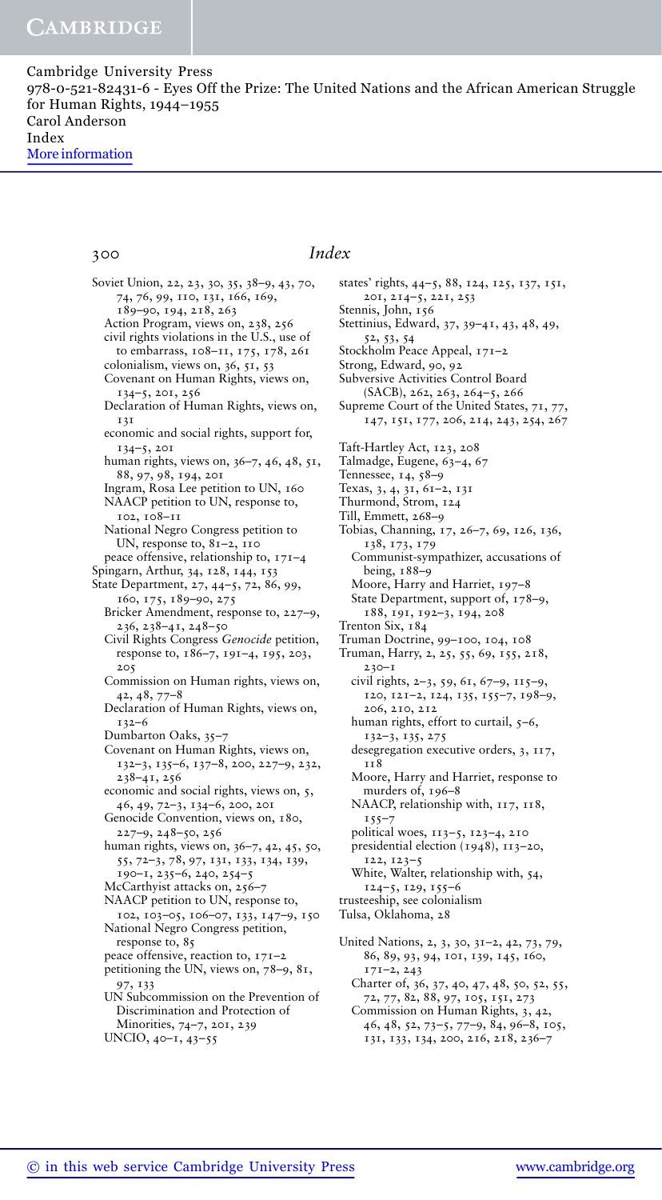Soviet Union, 22, 23, 30, 35, 38–9, 43, 70, 74, 76, 99, 110, 131, 166, 169, 189–90, 194, 218, 263
- Action Program, views on, 238, 256
- civil rights violations in the U.S., use of to embarrass, 108–11, 175, 178, 261
- colonialism, views on, 36, 51, 53
- Covenant on Human Rights, views on, 134–5, 201, 256
- Declaration of Human Rights, views on, 131
- economic and social rights, support for, 134–5, 201
- human rights, views on, 36–7, 46, 48, 51, 88, 97, 98, 194, 201
- Ingram, Rosa Lee petition to UN, 160
- NAACP petition to UN, response to, 102, 108–11
- National Negro Congress petition to UN, response to, 81–2, 110
- peace offensive, relationship to, 171–4

Spingarn, Arthur, 34, 128, 144, 153

State Department, 27, 44–5, 72, 86, 99, 160, 175, 189–90, 275
- Bricker Amendment, response to, 227–9, 236, 238–41, 248–50
- Civil Rights Congress *Genocide* petition, response to, 186–7, 191–4, 195, 203, 205
- Commission on Human rights, views on, 42, 48, 77–8
- Declaration of Human Rights, views on, 132–6
- Dumbarton Oaks, 35–7
- Covenant on Human Rights, views on, 132–3, 135–6, 137–8, 200, 227–9, 232, 238–41, 256
- economic and social rights, views on, 5, 46, 49, 72–3, 134–6, 200, 201
- Genocide Convention, views on, 180, 227–9, 248–50, 256
- human rights, views on, 36–7, 42, 45, 50, 55, 72–3, 78, 97, 131, 133, 134, 139, 190–1, 235–6, 240, 254–5
- McCarthyist attacks on, 256–7
- NAACP petition to UN, response to, 102, 103–05, 106–07, 133, 147–9, 150
- National Negro Congress petition, response to, 85
- peace offensive, reaction to, 171–2
- petitioning the UN, views on, 78–9, 81, 97, 133
- UN Subcommission on the Prevention of Discrimination and Protection of Minorities, 74–7, 201, 239
- UNCIO, 40–1, 43–55

states' rights, 44–5, 88, 124, 125, 137, 151, 201, 214–5, 221, 253

Stennis, John, 156

Stettinius, Edward, 37, 39–41, 43, 48, 49, 52, 53, 54

Stockholm Peace Appeal, 171–2

Strong, Edward, 90, 92

Subversive Activities Control Board (SACB), 262, 263, 264–5, 266

Supreme Court of the United States, 71, 77, 147, 151, 177, 206, 214, 243, 254, 267

Taft-Hartley Act, 123, 208

Talmadge, Eugene, 63–4, 67

Tennessee, 14, 58–9

Texas, 3, 4, 31, 61–2, 131

Thurmond, Strom, 124

Till, Emmett, 268–9

Tobias, Channing, 17, 26–7, 69, 126, 136, 138, 173, 179
- Communist-sympathizer, accusations of being, 188–9
- Moore, Harry and Harriet, 197–8
- State Department, support of, 178–9, 188, 191, 192–3, 194, 208

Trenton Six, 184

Truman Doctrine, 99–100, 104, 108

Truman, Harry, 2, 25, 55, 69, 155, 218, 230–1
- civil rights, 2–3, 59, 61, 67–9, 115–9, 120, 121–2, 124, 135, 155–7, 198–9, 206, 210, 212
- human rights, effort to curtail, 5–6, 132–3, 135, 275
- desegregation executive orders, 3, 117, 118
- Moore, Harry and Harriet, response to murders of, 196–8
- NAACP, relationship with, 117, 118, 155–7
- political woes, 113–5, 123–4, 210
- presidential election (1948), 113–20, 122, 123–5
- White, Walter, relationship with, 54, 124–5, 129, 155–6

trusteeship, see colonialism

Tulsa, Oklahoma, 28

United Nations, 2, 3, 30, 31–2, 42, 73, 79, 86, 89, 93, 94, 101, 139, 145, 160, 171–2, 243
- Charter of, 36, 37, 40, 47, 48, 50, 52, 55, 72, 77, 82, 88, 97, 105, 151, 273
- Commission on Human Rights, 3, 42, 46, 48, 52, 73–5, 77–9, 84, 96–8, 105, 131, 133, 134, 200, 216, 218, 236–7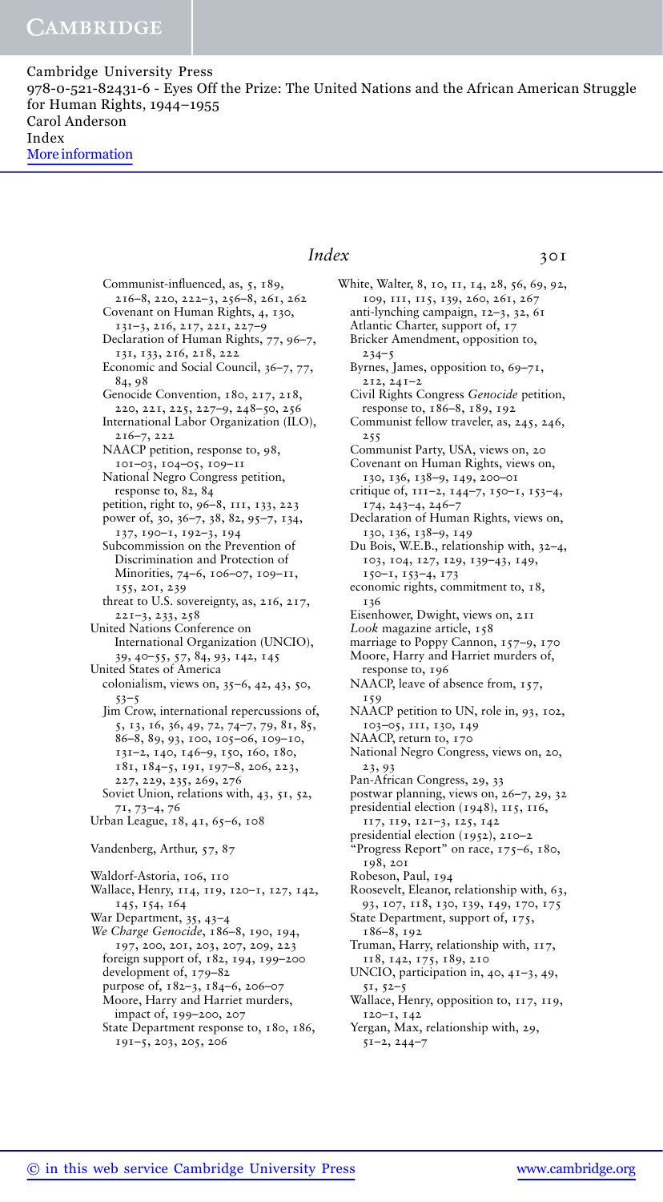Communist-influenced, as, 5, 189, 216–8, 220, 222–3, 256–8, 261, 262
Covenant on Human Rights, 4, 130, 131–3, 216, 217, 221, 227–9
Declaration of Human Rights, 77, 96–7, 131, 133, 216, 218, 222
Economic and Social Council, 36–7, 77, 84, 98
Genocide Convention, 180, 217, 218, 220, 221, 225, 227–9, 248–50, 256
International Labor Organization (ILO), 216–7, 222
NAACP petition, response to, 98, 101–03, 104–05, 109–11
National Negro Congress petition, response to, 82, 84
petition, right to, 96–8, 111, 133, 223
power of, 30, 36–7, 38, 82, 95–7, 134, 137, 190–1, 192–3, 194
Subcommission on the Prevention of Discrimination and Protection of Minorities, 74–6, 106–07, 109–11, 155, 201, 239
threat to U.S. sovereignty, as, 216, 217, 221–3, 233, 258

United Nations Conference on International Organization (UNCIO), 39, 40–55, 57, 84, 93, 142, 145

United States of America
colonialism, views on, 35–6, 42, 43, 50, 53–5
Jim Crow, international repercussions of, 5, 13, 16, 36, 49, 72, 74–7, 79, 81, 85, 86–8, 89, 93, 100, 105–06, 109–10, 131–2, 140, 146–9, 150, 160, 180, 181, 184–5, 191, 197–8, 206, 223, 227, 229, 235, 269, 276
Soviet Union, relations with, 43, 51, 52, 71, 73–4, 76

Urban League, 18, 41, 65–6, 108

Vandenberg, Arthur, 57, 87

Waldorf-Astoria, 106, 110

Wallace, Henry, 114, 119, 120–1, 127, 142, 145, 154, 164

War Department, 35, 43–4

*We Charge Genocide*, 186–8, 190, 194, 197, 200, 201, 203, 207, 209, 223
foreign support of, 182, 194, 199–200
development of, 179–82
purpose of, 182–3, 184–6, 206–07
Moore, Harry and Harriet murders, impact of, 199–200, 207
State Department response to, 180, 186, 191–5, 203, 205, 206

White, Walter, 8, 10, 11, 14, 28, 56, 69, 92, 109, 111, 115, 139, 260, 261, 267
anti-lynching campaign, 12–3, 32, 61
Atlantic Charter, support of, 17
Bricker Amendment, opposition to, 234–5
Byrnes, James, opposition to, 69–71, 212, 241–2
Civil Rights Congress *Genocide* petition, response to, 186–8, 189, 192
Communist fellow traveler, as, 245, 246, 255
Communist Party, USA, views on, 20
Covenant on Human Rights, views on, 130, 136, 138–9, 149, 200–01
critique of, 111–2, 144–7, 150–1, 153–4, 174, 243–4, 246–7
Declaration of Human Rights, views on, 130, 136, 138–9, 149
Du Bois, W.E.B., relationship with, 32–4, 103, 104, 127, 129, 139–43, 149, 150–1, 153–4, 173
economic rights, commitment to, 18, 136
Eisenhower, Dwight, views on, 211
*Look* magazine article, 158
marriage to Poppy Cannon, 157–9, 170
Moore, Harry and Harriet murders of, response to, 196
NAACP, leave of absence from, 157, 159
NAACP petition to UN, role in, 93, 102, 103–05, 111, 130, 149
NAACP, return to, 170
National Negro Congress, views on, 20, 23, 93
Pan-African Congress, 29, 33
postwar planning, views on, 26–7, 29, 32
presidential election (1948), 115, 116, 117, 119, 121–3, 125, 142
presidential election (1952), 210–2
"Progress Report" on race, 175–6, 180, 198, 201
Robeson, Paul, 194
Roosevelt, Eleanor, relationship with, 63, 93, 107, 118, 130, 139, 149, 170, 175
State Department, support of, 175, 186–8, 192
Truman, Harry, relationship with, 117, 118, 142, 175, 189, 210
UNCIO, participation in, 40, 41–3, 49, 51, 52–5
Wallace, Henry, opposition to, 117, 119, 120–1, 142
Yergan, Max, relationship with, 29, 51–2, 244–7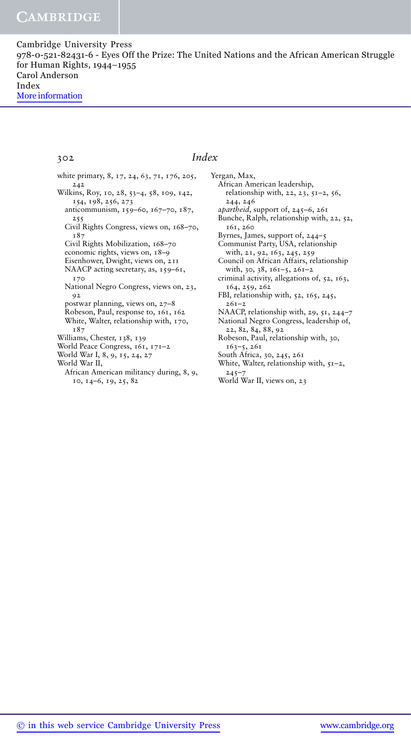white primary, 8, 17, 24, 63, 71, 176, 205, 242

Wilkins, Roy, 10, 28, 53–4, 58, 109, 142, 154, 198, 256, 273
- anticommunism, 159–60, 167–70, 187, 255
- Civil Rights Congress, views on, 168–70, 187
- Civil Rights Mobilization, 168–70
- economic rights, views on, 18–9
- Eisenhower, Dwight, views on, 211
- NAACP acting secretary, as, 159–61, 170
- National Negro Congress, views on, 23, 92
- postwar planning, views on, 27–8
- Robeson, Paul, response to, 161, 162
- White, Walter, relationship with, 170, 187

Williams, Chester, 138, 139

World Peace Congress, 161, 171–2

World War I, 8, 9, 15, 24, 27

World War II,
- African American militancy during, 8, 9, 10, 14–6, 19, 25, 82

Yergan, Max,
- African American leadership, relationship with, 22, 23, 51–2, 56, 244, 246
- a*partheid*, support of, 245–6, 261
- Bunche, Ralph, relationship with, 22, 52, 161, 260
- Byrnes, James, support of, 244–5
- Communist Party, USA, relationship with, 21, 92, 163, 245, 259
- Council on African Affairs, relationship with, 30, 38, 161–5, 261–2
- criminal activity, allegations of, 52, 163, 164, 259, 262
- FBI, relationship with, 52, 165, 245, 261–2
- NAACP, relationship with, 29, 51, 244–7
- National Negro Congress, leadership of, 22, 82, 84, 88, 92
- Robeson, Paul, relationship with, 30, 163–5, 261
- South Africa, 30, 245, 261
- White, Walter, relationship with, 51–2, 245–7
- World War II, views on, 23